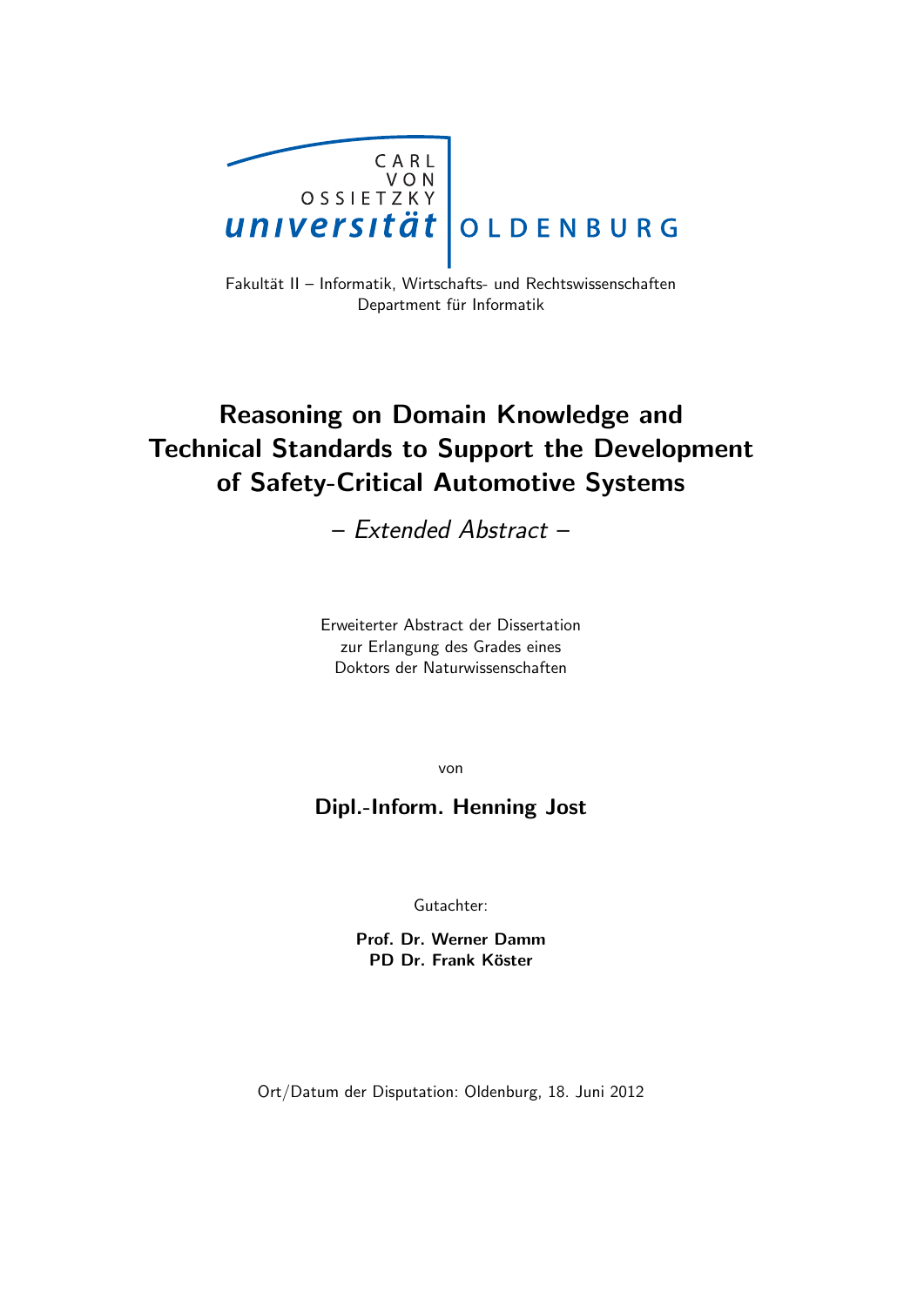CARL VON OSSIETZKY universität OLDENBURG

Fakultät II – Informatik, Wirtschafts- und Rechtswissenschaften
Department für Informatik

# Reasoning on Domain Knowledge and Technical Standards to Support the Development of Safety-Critical Automotive Systems

*– Extended Abstract –*

Erweiterter Abstract der Dissertation
zur Erlangung des Grades eines
Doktors der Naturwissenschaften

von

**Dipl.-Inform. Henning Jost**

Gutachter:

**Prof. Dr. Werner Damm**
**PD Dr. Frank Köster**

Ort/Datum der Disputation: Oldenburg, 18. Juni 2012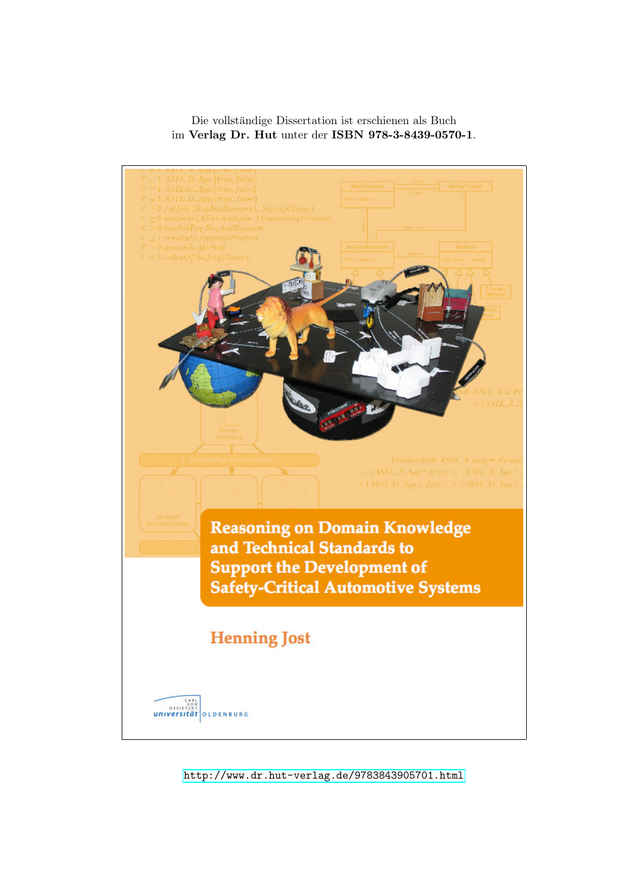Die vollständige Dissertation ist erschienen als Buch
im **Verlag Dr. Hut** unter der **ISBN 978-3-8439-0570-1**.

# Reasoning on Domain Knowledge and Technical Standards to Support the Development of Safety-Critical Automotive Systems

## Henning Jost

Carl von Ossietzky Universität Oldenburg

http://www.dr.hut-verlag.de/9783843905701.html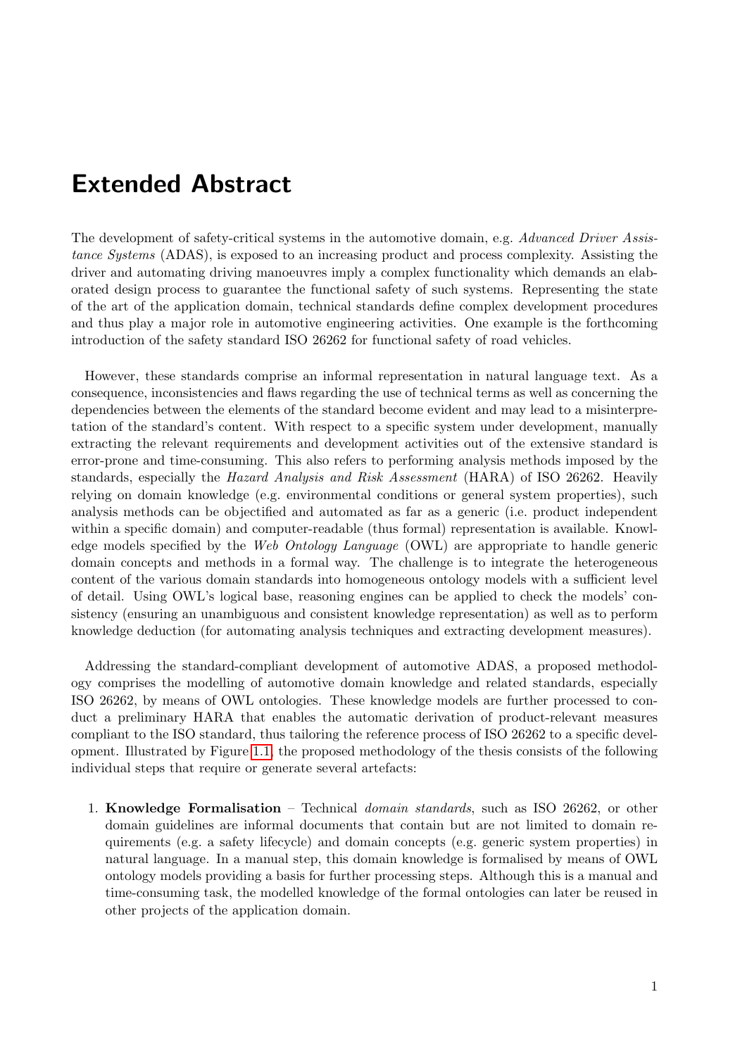# Extended Abstract

The development of safety-critical systems in the automotive domain, e.g. *Advanced Driver Assistance Systems* (ADAS), is exposed to an increasing product and process complexity. Assisting the driver and automating driving manoeuvres imply a complex functionality which demands an elaborated design process to guarantee the functional safety of such systems. Representing the state of the art of the application domain, technical standards define complex development procedures and thus play a major role in automotive engineering activities. One example is the forthcoming introduction of the safety standard ISO 26262 for functional safety of road vehicles.

However, these standards comprise an informal representation in natural language text. As a consequence, inconsistencies and flaws regarding the use of technical terms as well as concerning the dependencies between the elements of the standard become evident and may lead to a misinterpretation of the standard's content. With respect to a specific system under development, manually extracting the relevant requirements and development activities out of the extensive standard is error-prone and time-consuming. This also refers to performing analysis methods imposed by the standards, especially the *Hazard Analysis and Risk Assessment* (HARA) of ISO 26262. Heavily relying on domain knowledge (e.g. environmental conditions or general system properties), such analysis methods can be objectified and automated as far as a generic (i.e. product independent within a specific domain) and computer-readable (thus formal) representation is available. Knowledge models specified by the *Web Ontology Language* (OWL) are appropriate to handle generic domain concepts and methods in a formal way. The challenge is to integrate the heterogeneous content of the various domain standards into homogeneous ontology models with a sufficient level of detail. Using OWL's logical base, reasoning engines can be applied to check the models' consistency (ensuring an unambiguous and consistent knowledge representation) as well as to perform knowledge deduction (for automating analysis techniques and extracting development measures).

Addressing the standard-compliant development of automotive ADAS, a proposed methodology comprises the modelling of automotive domain knowledge and related standards, especially ISO 26262, by means of OWL ontologies. These knowledge models are further processed to conduct a preliminary HARA that enables the automatic derivation of product-relevant measures compliant to the ISO standard, thus tailoring the reference process of ISO 26262 to a specific development. Illustrated by Figure 1.1, the proposed methodology of the thesis consists of the following individual steps that require or generate several artefacts:

1. **Knowledge Formalisation** – Technical *domain standards*, such as ISO 26262, or other domain guidelines are informal documents that contain but are not limited to domain requirements (e.g. a safety lifecycle) and domain concepts (e.g. generic system properties) in natural language. In a manual step, this domain knowledge is formalised by means of OWL ontology models providing a basis for further processing steps. Although this is a manual and time-consuming task, the modelled knowledge of the formal ontologies can later be reused in other projects of the application domain.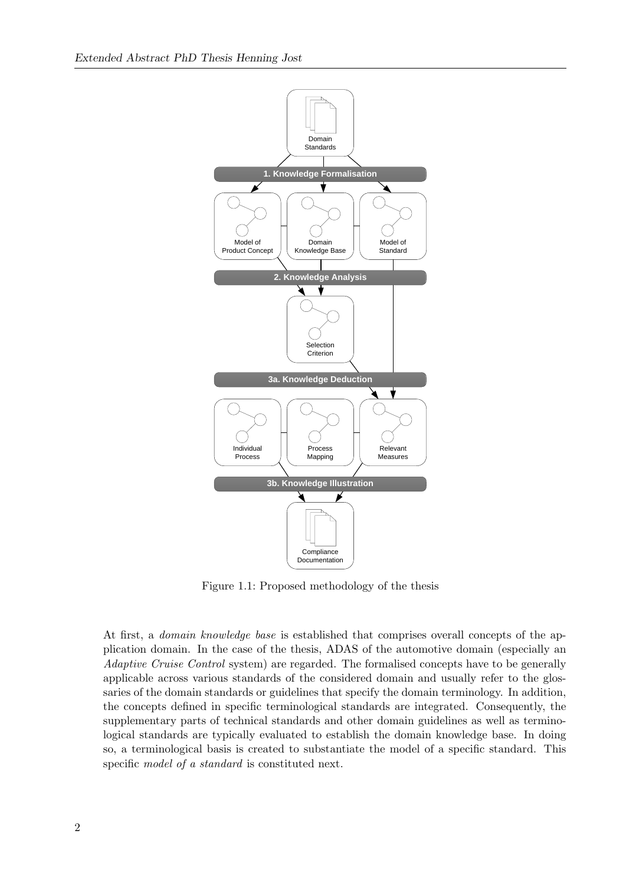1. Knowledge Formalisation

Domain Standards

Model of Product Concept

Domain Knowledge Base

Model of Standard

2. Knowledge Analysis

Selection Criterion

3a. Knowledge Deduction

Individual Process

Process Mapping

Relevant Measures

3b. Knowledge Illustration

Compliance Documentation

Figure 1.1: Proposed methodology of the thesis

At first, a *domain knowledge base* is established that comprises overall concepts of the application domain. In the case of the thesis, ADAS of the automotive domain (especially an *Adaptive Cruise Control* system) are regarded. The formalised concepts have to be generally applicable across various standards of the considered domain and usually refer to the glossaries of the domain standards or guidelines that specify the domain terminology. In addition, the concepts defined in specific terminological standards are integrated. Consequently, the supplementary parts of technical standards and other domain guidelines as well as terminological standards are typically evaluated to establish the domain knowledge base. In doing so, a terminological basis is created to substantiate the model of a specific standard. This specific *model of a standard* is constituted next.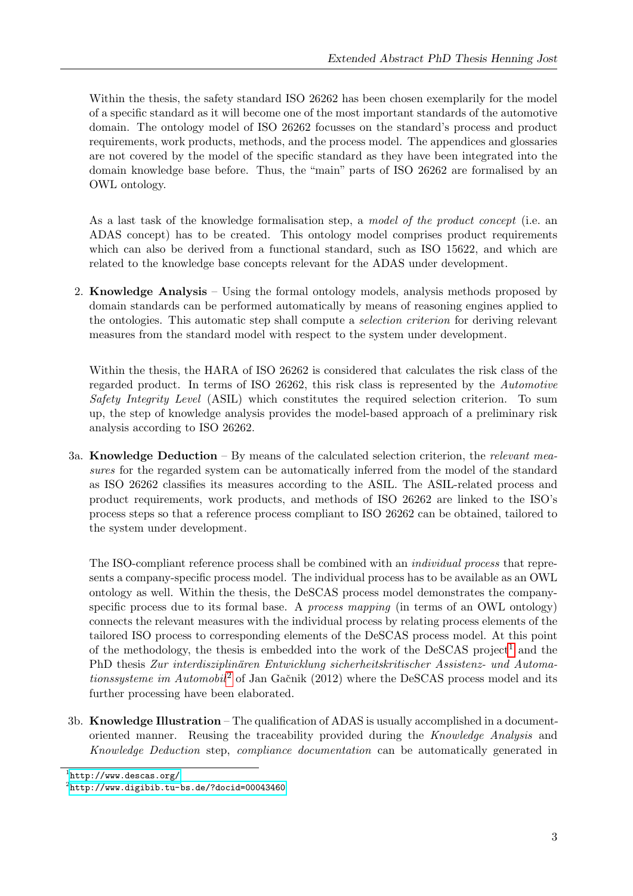Within the thesis, the safety standard ISO 26262 has been chosen exemplarily for the model of a specific standard as it will become one of the most important standards of the automotive domain. The ontology model of ISO 26262 focusses on the standard's process and product requirements, work products, methods, and the process model. The appendices and glossaries are not covered by the model of the specific standard as they have been integrated into the domain knowledge base before. Thus, the "main" parts of ISO 26262 are formalised by an OWL ontology.

As a last task of the knowledge formalisation step, a *model of the product concept* (i.e. an ADAS concept) has to be created. This ontology model comprises product requirements which can also be derived from a functional standard, such as ISO 15622, and which are related to the knowledge base concepts relevant for the ADAS under development.

2. **Knowledge Analysis** – Using the formal ontology models, analysis methods proposed by domain standards can be performed automatically by means of reasoning engines applied to the ontologies. This automatic step shall compute a *selection criterion* for deriving relevant measures from the standard model with respect to the system under development.

   Within the thesis, the HARA of ISO 26262 is considered that calculates the risk class of the regarded product. In terms of ISO 26262, this risk class is represented by the *Automotive Safety Integrity Level* (ASIL) which constitutes the required selection criterion. To sum up, the step of knowledge analysis provides the model-based approach of a preliminary risk analysis according to ISO 26262.

3a. **Knowledge Deduction** – By means of the calculated selection criterion, the *relevant measures* for the regarded system can be automatically inferred from the model of the standard as ISO 26262 classifies its measures according to the ASIL. The ASIL-related process and product requirements, work products, and methods of ISO 26262 are linked to the ISO's process steps so that a reference process compliant to ISO 26262 can be obtained, tailored to the system under development.

   The ISO-compliant reference process shall be combined with an *individual process* that represents a company-specific process model. The individual process has to be available as an OWL ontology as well. Within the thesis, the DeSCAS process model demonstrates the company-specific process due to its formal base. A *process mapping* (in terms of an OWL ontology) connects the relevant measures with the individual process by relating process elements of the tailored ISO process to corresponding elements of the DeSCAS process model. At this point of the methodology, the thesis is embedded into the work of the DeSCAS project[1] and the PhD thesis *Zur interdisziplinären Entwicklung sicherheitskritischer Assistenz- und Automationssysteme im Automobil*[2] of Jan Gačnik (2012) where the DeSCAS process model and its further processing have been elaborated.

3b. **Knowledge Illustration** – The qualification of ADAS is usually accomplished in a document-oriented manner. Reusing the traceability provided during the *Knowledge Analysis* and *Knowledge Deduction* step, *compliance documentation* can be automatically generated in

[1] http://www.descas.org/

[2] http://www.digibib.tu-bs.de/?docid=00043460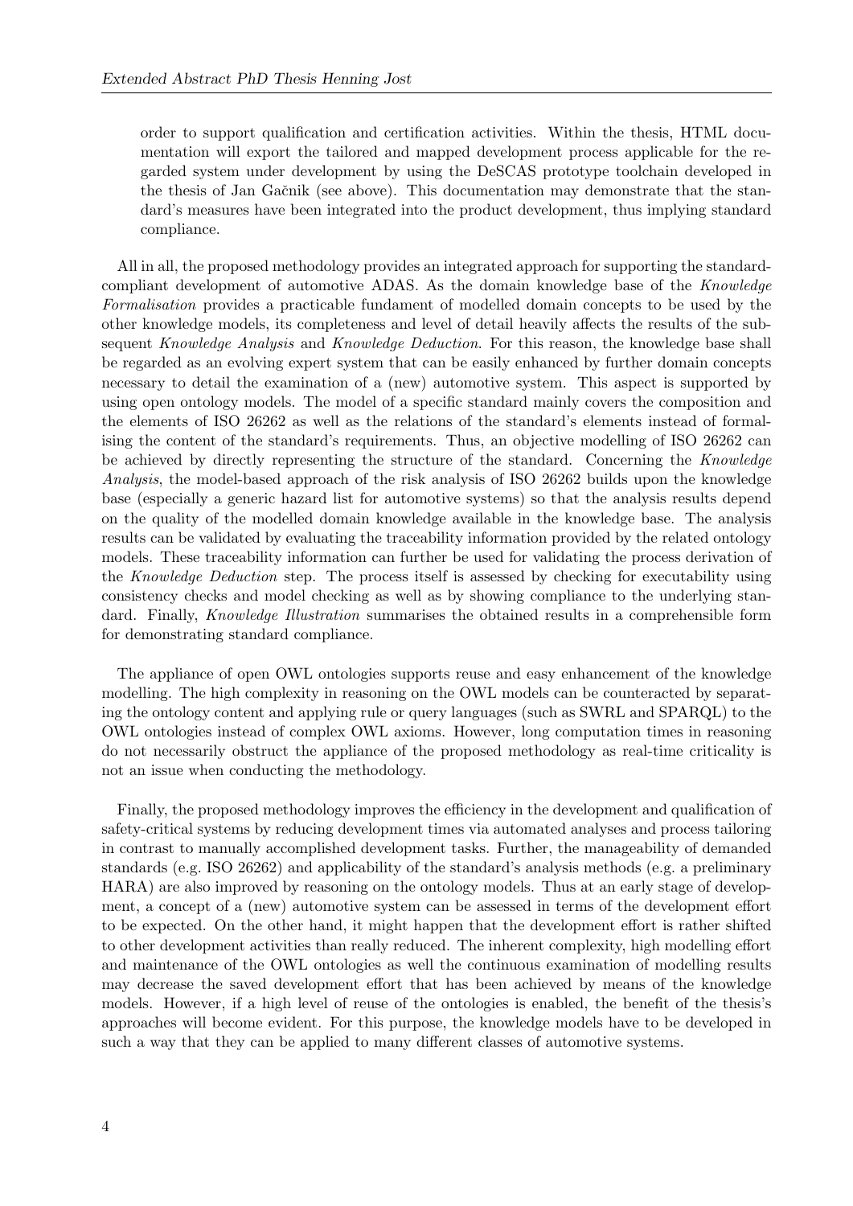order to support qualification and certification activities. Within the thesis, HTML documentation will export the tailored and mapped development process applicable for the regarded system under development by using the DeSCAS prototype toolchain developed in the thesis of Jan Gačnik (see above). This documentation may demonstrate that the standard's measures have been integrated into the product development, thus implying standard compliance.

All in all, the proposed methodology provides an integrated approach for supporting the standard-compliant development of automotive ADAS. As the domain knowledge base of the *Knowledge Formalisation* provides a practicable fundament of modelled domain concepts to be used by the other knowledge models, its completeness and level of detail heavily affects the results of the subsequent *Knowledge Analysis* and *Knowledge Deduction*. For this reason, the knowledge base shall be regarded as an evolving expert system that can be easily enhanced by further domain concepts necessary to detail the examination of a (new) automotive system. This aspect is supported by using open ontology models. The model of a specific standard mainly covers the composition and the elements of ISO 26262 as well as the relations of the standard's elements instead of formalising the content of the standard's requirements. Thus, an objective modelling of ISO 26262 can be achieved by directly representing the structure of the standard. Concerning the *Knowledge Analysis*, the model-based approach of the risk analysis of ISO 26262 builds upon the knowledge base (especially a generic hazard list for automotive systems) so that the analysis results depend on the quality of the modelled domain knowledge available in the knowledge base. The analysis results can be validated by evaluating the traceability information provided by the related ontology models. These traceability information can further be used for validating the process derivation of the *Knowledge Deduction* step. The process itself is assessed by checking for executability using consistency checks and model checking as well as by showing compliance to the underlying standard. Finally, *Knowledge Illustration* summarises the obtained results in a comprehensible form for demonstrating standard compliance.

The appliance of open OWL ontologies supports reuse and easy enhancement of the knowledge modelling. The high complexity in reasoning on the OWL models can be counteracted by separating the ontology content and applying rule or query languages (such as SWRL and SPARQL) to the OWL ontologies instead of complex OWL axioms. However, long computation times in reasoning do not necessarily obstruct the appliance of the proposed methodology as real-time criticality is not an issue when conducting the methodology.

Finally, the proposed methodology improves the efficiency in the development and qualification of safety-critical systems by reducing development times via automated analyses and process tailoring in contrast to manually accomplished development tasks. Further, the manageability of demanded standards (e.g. ISO 26262) and applicability of the standard's analysis methods (e.g. a preliminary HARA) are also improved by reasoning on the ontology models. Thus at an early stage of development, a concept of a (new) automotive system can be assessed in terms of the development effort to be expected. On the other hand, it might happen that the development effort is rather shifted to other development activities than really reduced. The inherent complexity, high modelling effort and maintenance of the OWL ontologies as well the continuous examination of modelling results may decrease the saved development effort that has been achieved by means of the knowledge models. However, if a high level of reuse of the ontologies is enabled, the benefit of the thesis's approaches will become evident. For this purpose, the knowledge models have to be developed in such a way that they can be applied to many different classes of automotive systems.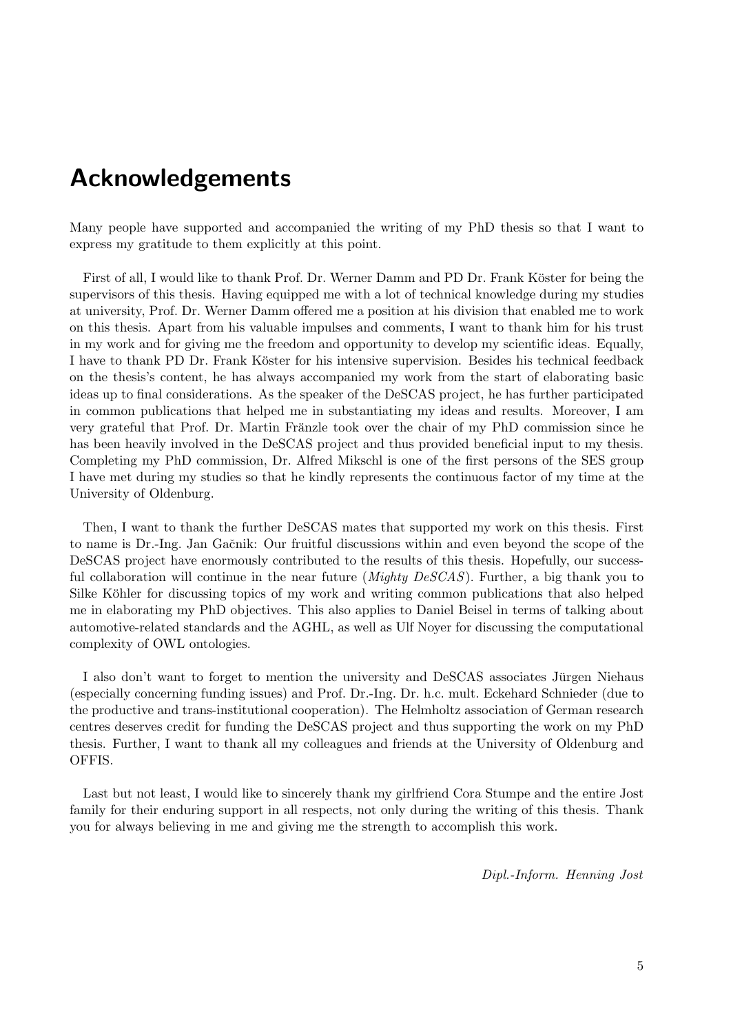# Acknowledgements

Many people have supported and accompanied the writing of my PhD thesis so that I want to express my gratitude to them explicitly at this point.

First of all, I would like to thank Prof. Dr. Werner Damm and PD Dr. Frank Köster for being the supervisors of this thesis. Having equipped me with a lot of technical knowledge during my studies at university, Prof. Dr. Werner Damm offered me a position at his division that enabled me to work on this thesis. Apart from his valuable impulses and comments, I want to thank him for his trust in my work and for giving me the freedom and opportunity to develop my scientific ideas. Equally, I have to thank PD Dr. Frank Köster for his intensive supervision. Besides his technical feedback on the thesis's content, he has always accompanied my work from the start of elaborating basic ideas up to final considerations. As the speaker of the DeSCAS project, he has further participated in common publications that helped me in substantiating my ideas and results. Moreover, I am very grateful that Prof. Dr. Martin Fränzle took over the chair of my PhD commission since he has been heavily involved in the DeSCAS project and thus provided beneficial input to my thesis. Completing my PhD commission, Dr. Alfred Mikschl is one of the first persons of the SES group I have met during my studies so that he kindly represents the continuous factor of my time at the University of Oldenburg.

Then, I want to thank the further DeSCAS mates that supported my work on this thesis. First to name is Dr.-Ing. Jan Gačnik: Our fruitful discussions within and even beyond the scope of the DeSCAS project have enormously contributed to the results of this thesis. Hopefully, our successful collaboration will continue in the near future (*Mighty DeSCAS*). Further, a big thank you to Silke Köhler for discussing topics of my work and writing common publications that also helped me in elaborating my PhD objectives. This also applies to Daniel Beisel in terms of talking about automotive-related standards and the AGHL, as well as Ulf Noyer for discussing the computational complexity of OWL ontologies.

I also don't want to forget to mention the university and DeSCAS associates Jürgen Niehaus (especially concerning funding issues) and Prof. Dr.-Ing. Dr. h.c. mult. Eckehard Schnieder (due to the productive and trans-institutional cooperation). The Helmholtz association of German research centres deserves credit for funding the DeSCAS project and thus supporting the work on my PhD thesis. Further, I want to thank all my colleagues and friends at the University of Oldenburg and OFFIS.

Last but not least, I would like to sincerely thank my girlfriend Cora Stumpe and the entire Jost family for their enduring support in all respects, not only during the writing of this thesis. Thank you for always believing in me and giving me the strength to accomplish this work.

*Dipl.-Inform. Henning Jost*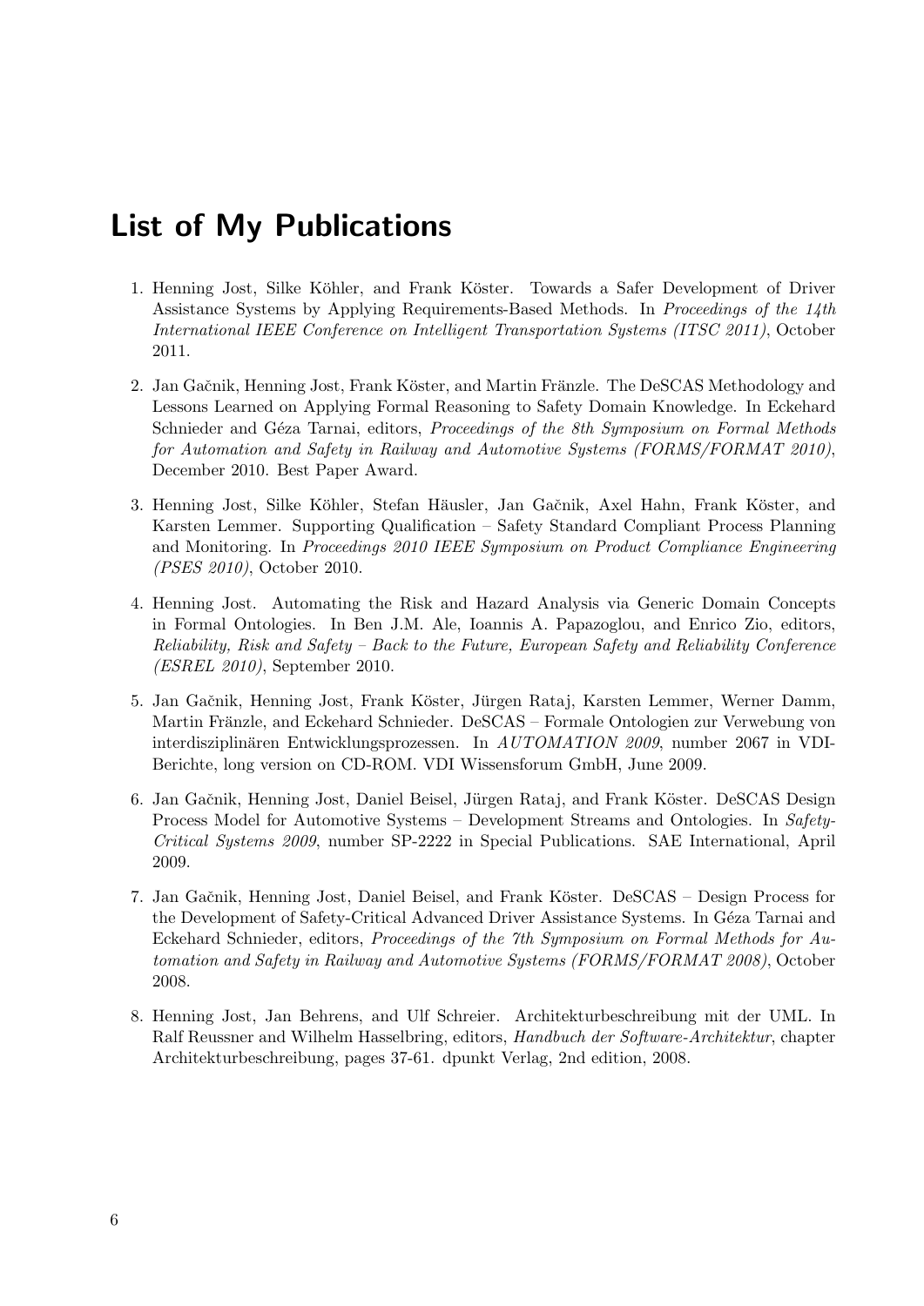# List of My Publications

1. Henning Jost, Silke Köhler, and Frank Köster. Towards a Safer Development of Driver Assistance Systems by Applying Requirements-Based Methods. In *Proceedings of the 14th International IEEE Conference on Intelligent Transportation Systems (ITSC 2011)*, October 2011.

2. Jan Gačnik, Henning Jost, Frank Köster, and Martin Fränzle. The DeSCAS Methodology and Lessons Learned on Applying Formal Reasoning to Safety Domain Knowledge. In Eckehard Schnieder and Géza Tarnai, editors, *Proceedings of the 8th Symposium on Formal Methods for Automation and Safety in Railway and Automotive Systems (FORMS/FORMAT 2010)*, December 2010. Best Paper Award.

3. Henning Jost, Silke Köhler, Stefan Häusler, Jan Gačnik, Axel Hahn, Frank Köster, and Karsten Lemmer. Supporting Qualification – Safety Standard Compliant Process Planning and Monitoring. In *Proceedings 2010 IEEE Symposium on Product Compliance Engineering (PSES 2010)*, October 2010.

4. Henning Jost. Automating the Risk and Hazard Analysis via Generic Domain Concepts in Formal Ontologies. In Ben J.M. Ale, Ioannis A. Papazoglou, and Enrico Zio, editors, *Reliability, Risk and Safety – Back to the Future, European Safety and Reliability Conference (ESREL 2010)*, September 2010.

5. Jan Gačnik, Henning Jost, Frank Köster, Jürgen Rataj, Karsten Lemmer, Werner Damm, Martin Fränzle, and Eckehard Schnieder. DeSCAS – Formale Ontologien zur Verwebung von interdisziplinären Entwicklungsprozessen. In *AUTOMATION 2009*, number 2067 in VDI-Berichte, long version on CD-ROM. VDI Wissensforum GmbH, June 2009.

6. Jan Gačnik, Henning Jost, Daniel Beisel, Jürgen Rataj, and Frank Köster. DeSCAS Design Process Model for Automotive Systems – Development Streams and Ontologies. In *Safety-Critical Systems 2009*, number SP-2222 in Special Publications. SAE International, April 2009.

7. Jan Gačnik, Henning Jost, Daniel Beisel, and Frank Köster. DeSCAS – Design Process for the Development of Safety-Critical Advanced Driver Assistance Systems. In Géza Tarnai and Eckehard Schnieder, editors, *Proceedings of the 7th Symposium on Formal Methods for Automation and Safety in Railway and Automotive Systems (FORMS/FORMAT 2008)*, October 2008.

8. Henning Jost, Jan Behrens, and Ulf Schreier. Architekturbeschreibung mit der UML. In Ralf Reussner and Wilhelm Hasselbring, editors, *Handbuch der Software-Architektur*, chapter Architekturbeschreibung, pages 37-61. dpunkt Verlag, 2nd edition, 2008.